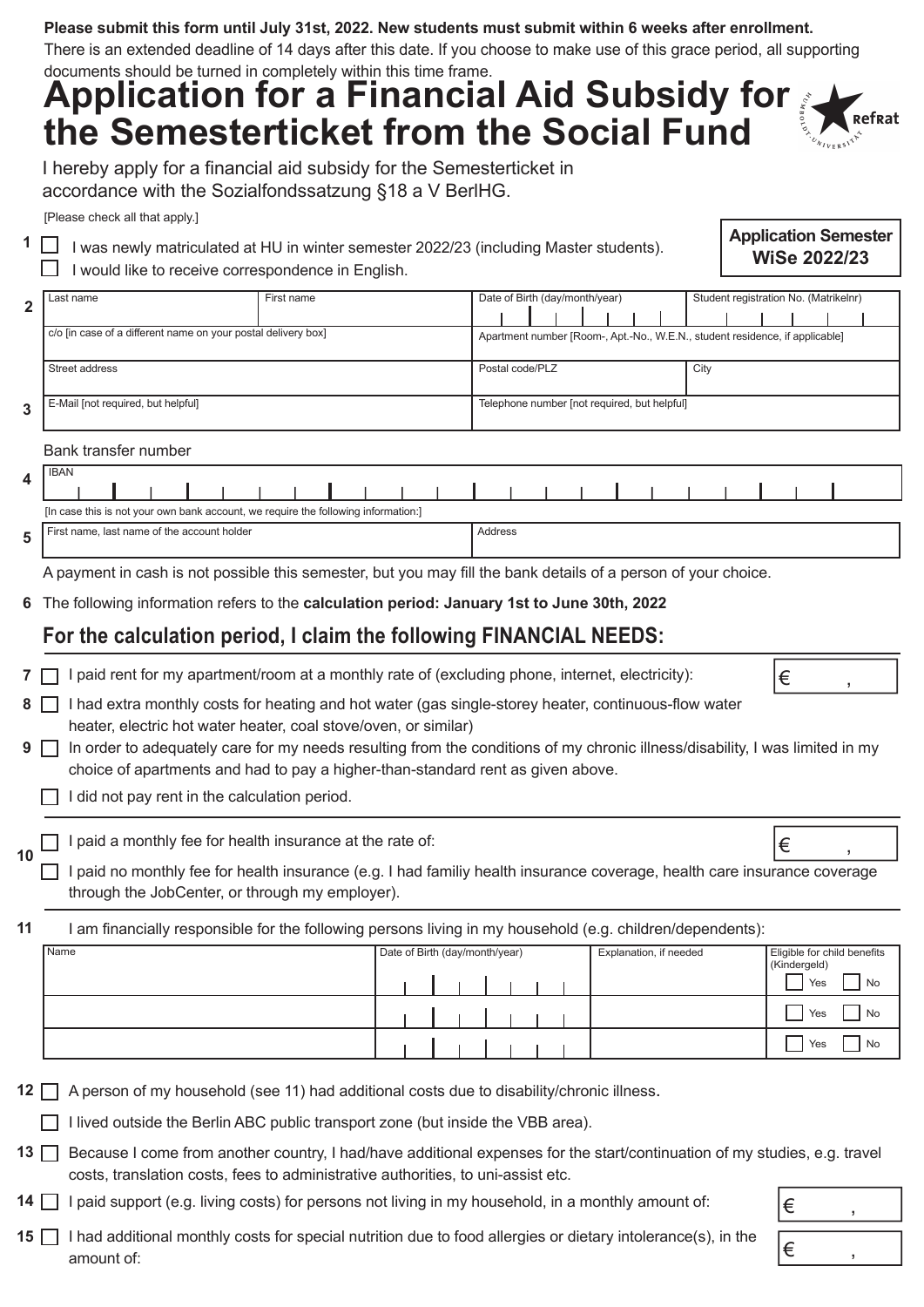**Please submit this form until July 31st, 2022. New students must submit within 6 weeks after enrollment.**
There is an extended deadline of 14 days after this date. If you choose to make use of this grace period, all supporting documents should be turned in completely within this time frame.

# Application for a Financial Aid Subsidy for the Semesterticket from the Social Fund

RefRat

I hereby apply for a financial aid subsidy for the Semesterticket in accordance with the Sozialfondssatzung §18 a V BerlHG.

[Please check all that apply.]

**Application Semester WiSe 2022/23**

**1** ☐ I was newly matriculated at HU in winter semester 2022/23 (including Master students).
☐ I would like to receive correspondence in English.

**2**

| Last name | First name | Date of Birth (day/month/year) | Student registration No. (Matrikelnr) |
|---|---|---|---|
| c/o [in case of a different name on your postal delivery box] | | Apartment number [Room-, Apt.-No., W.E.N., student residence, if applicable] | |
| Street address | | Postal code/PLZ | City |

**3**

| E-Mail [not required, but helpful] | Telephone number [not required, but helpful] |
|---|---|
| | |

Bank transfer number

**4**

| IBAN |
|---|
| |

[In case this is not your own bank account, we require the following information:]

**5**

| First name, last name of the account holder | Address |
|---|---|
| | |

A payment in cash is not possible this semester, but you may fill the bank details of a person of your choice.

**6** The following information refers to the **calculation period: January 1st to June 30th, 2022**

## For the calculation period, I claim the following FINANCIAL NEEDS:

**7** ☐ I paid rent for my apartment/room at a monthly rate of (excluding phone, internet, electricity): € ,

**8** ☐ I had extra monthly costs for heating and hot water (gas single-storey heater, continuous-flow water heater, electric hot water heater, coal stove/oven, or similar)

**9** ☐ In order to adequately care for my needs resulting from the conditions of my chronic illness/disability, I was limited in my choice of apartments and had to pay a higher-than-standard rent as given above.

☐ I did not pay rent in the calculation period.

**10** ☐ I paid a monthly fee for health insurance at the rate of: € ,

☐ I paid no monthly fee for health insurance (e.g. I had familiy health insurance coverage, health care insurance coverage through the JobCenter, or through my employer).

**11** I am financially responsible for the following persons living in my household (e.g. children/dependents):

| Name | Date of Birth (day/month/year) | Explanation, if needed | Eligible for child benefits (Kindergeld) |
|---|---|---|---|
| | | | ☐ Yes ☐ No |
| | | | ☐ Yes ☐ No |
| | | | ☐ Yes ☐ No |

**12** ☐ A person of my household (see 11) had additional costs due to disability/chronic illness.

☐ I lived outside the Berlin ABC public transport zone (but inside the VBB area).

**13** ☐ Because I come from another country, I had/have additional expenses for the start/continuation of my studies, e.g. travel costs, translation costs, fees to administrative authorities, to uni-assist etc.

**14** ☐ I paid support (e.g. living costs) for persons not living in my household, in a monthly amount of: € ,

**15** ☐ I had additional monthly costs for special nutrition due to food allergies or dietary intolerance(s), in the amount of: € ,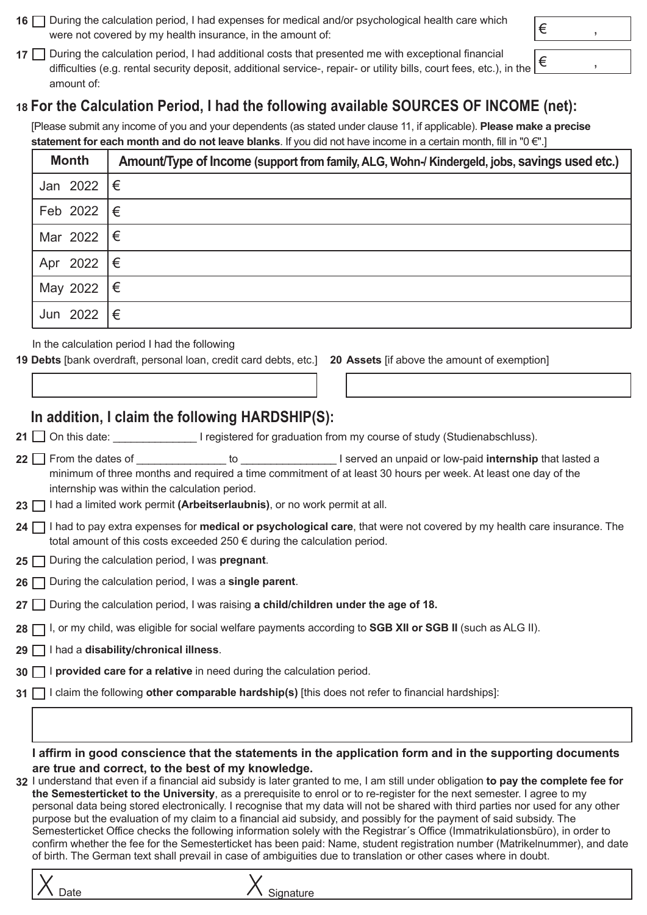16 ☐ During the calculation period, I had expenses for medical and/or psychological health care which were not covered by my health insurance, in the amount of: € ,

17 ☐ During the calculation period, I had additional costs that presented me with exceptional financial difficulties (e.g. rental security deposit, additional service-, repair- or utility bills, court fees, etc.), in the amount of: € ,

## 18 For the Calculation Period, I had the following available SOURCES OF INCOME (net):

[Please submit any income of you and your dependents (as stated under clause 11, if applicable). **Please make a precise statement for each month and do not leave blanks**. If you did not have income in a certain month, fill in "0 €".]

| Month | Amount/Type of Income (support from family, ALG, Wohn-/ Kindergeld, jobs, savings used etc.) |
|---|---|
| Jan 2022 | € |
| Feb 2022 | € |
| Mar 2022 | € |
| Apr 2022 | € |
| May 2022 | € |
| Jun 2022 | € |

In the calculation period I had the following

**19 Debts** [bank overdraft, personal loan, credit card debts, etc.]

**20 Assets** [if above the amount of exemption]

## In addition, I claim the following HARDSHIP(S):

21 ☐ On this date: ______________ I registered for graduation from my course of study (Studienabschluss).

22 ☐ From the dates of ______________ to _______________ I served an unpaid or low-paid **internship** that lasted a minimum of three months and required a time commitment of at least 30 hours per week. At least one day of the internship was within the calculation period.

23 ☐ I had a limited work permit **(Arbeitserlaubnis)**, or no work permit at all.

24 ☐ I had to pay extra expenses for **medical or psychological care**, that were not covered by my health care insurance. The total amount of this costs exceeded 250 € during the calculation period.

25 ☐ During the calculation period, I was **pregnant**.

26 ☐ During the calculation period, I was a **single parent**.

27 ☐ During the calculation period, I was raising **a child/children under the age of 18.**

28 ☐ I, or my child, was eligible for social welfare payments according to **SGB XII or SGB II** (such as ALG II).

29 ☐ I had a **disability/chronical illness**.

30 ☐ I **provided care for a relative** in need during the calculation period.

31 ☐ I claim the following **other comparable hardship(s)** [this does not refer to financial hardships]:

**I affirm in good conscience that the statements in the application form and in the supporting documents are true and correct, to the best of my knowledge.**

32 I understand that even if a financial aid subsidy is later granted to me, I am still under obligation **to pay the complete fee for the Semesterticket to the University**, as a prerequisite to enrol or to re-register for the next semester. I agree to my personal data being stored electronically. I recognise that my data will not be shared with third parties nor used for any other purpose but the evaluation of my claim to a financial aid subsidy, and possibly for the payment of said subsidy. The Semesterticket Office checks the following information solely with the Registrar´s Office (Immatrikulationsbüro), in order to confirm whether the fee for the Semesterticket has been paid: Name, student registration number (Matrikelnummer), and date of birth. The German text shall prevail in case of ambiguities due to translation or other cases where in doubt.

X Date X Signature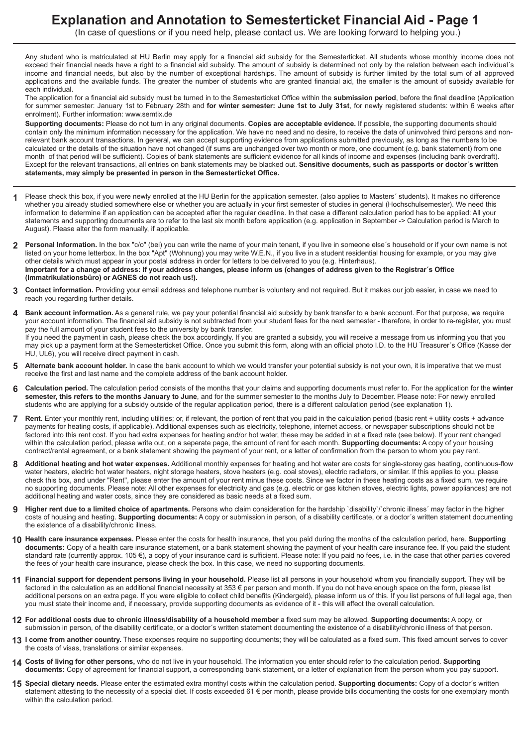# Explanation and Annotation to Semesterticket Financial Aid - Page 1

(In case of questions or if you need help, please contact us. We are looking forward to helping you.)

Any student who is matriculated at HU Berlin may apply for a financial aid subsidy for the Semesterticket. All students whose monthly income does not exceed their financial needs have a right to a financial aid subsidy. The amount of subsidy is determined not only by the relation between each individual´s income and financial needs, but also by the number of exceptional hardships. The amount of subsidy is further limited by the total sum of all approved applications and the available funds. The greater the number of students who are granted financial aid, the smaller is the amount of subsidy available for each individual.

The application for a financial aid subsidy must be turned in to the Semesterticket Office within the **submission period**, before the final deadline (Application for summer semester: January 1st to February 28th and **for winter semester: June 1st to July 31st**, for newly registered students: within 6 weeks after enrolment). Further information: www.semtix.de

**Supporting documents:** Please do not turn in any original documents. **Copies are acceptable evidence.** If possible, the supporting documents should contain only the minimum information necessary for the application. We have no need and no desire, to receive the data of uninvolved third persons and non-relevant bank account transactions. In general, we can accept supporting evidence from applications submitted previously, as long as the numbers to be calculated or the details of the situation have not changed (if sums are unchanged over two month or more, one document (e.g. bank statement) from one month of that period will be sufficient). Copies of bank statements are sufficient evidence for all kinds of income and expenses (including bank overdraft). Except for the relevant transactions, all entries on bank statements may be blacked out. **Sensitive documents, such as passports or doctor´s written statements, may simply be presented in person in the Semesterticket Office.**

**1** Please check this box, if you were newly enrolled at the HU Berlin for the application semester. (also applies to Masters´ students). It makes no difference whether you already studied somewhere else or whether you are actually in your first semester of studies in general (Hochschulsemester). We need this information to determine if an application can be accepted after the regular deadline. In that case a different calculation period has to be applied: All your statements and supporting documents are to refer to the last six month before application (e.g. application in September -> Calculation period is March to August). Please alter the form manually, if applicable.

**2** **Personal Information.** In the box "c/o" (bei) you can write the name of your main tenant, if you live in someone else´s household or if your own name is not listed on your home letterbox. In the box "Apt" (Wohnung) you may write W.E.N., if you live in a student residential housing for example, or you may give other details which must appear in your postal address in order for letters to be delivered to you (e.g. Hinterhaus). **Important for a change of address: If your address changes, please inform us (changes of address given to the Registrar´s Office (Immatrikulationsbüro) or AGNES do not reach us!).**

**3** **Contact information.** Providing your email address and telephone number is voluntary and not required. But it makes our job easier, in case we need to reach you regarding further details.

**4** **Bank account information.** As a general rule, we pay your potential financial aid subsidy by bank transfer to a bank account. For that purpose, we require your account information. The financial aid subsidy is not subtracted from your student fees for the next semester - therefore, in order to re-register, you must pay the full amount of your student fees to the university by bank transfer.
If you need the payment in cash, please check the box accordingly. If you are granted a subsidy, you will receive a message from us informing you that you may pick up a payment form at the Semesterticket Office. Once you submit this form, along with an official photo I.D. to the HU Treasurer´s Office (Kasse der HU, UL6), you will receive direct payment in cash.

**5** **Alternate bank account holder.** In case the bank account to which we would transfer your potential subsidy is not your own, it is imperative that we must receive the first and last name and the complete address of the bank account holder.

**6** **Calculation period.** The calculation period consists of the months that your claims and supporting documents must refer to. For the application for the **winter semester, this refers to the months January to June**, and for the summer semester to the months July to December. Please note: For newly enrolled students who are applying for a subsidy outside of the regular application period, there is a different calculation period (see explanation 1).

**7** **Rent.** Enter your monthly rent, including utilities; or, if relevant, the portion of rent that you paid in the calculation period (basic rent + utility costs + advance payments for heating costs, if applicable). Additional expenses such as electricity, telephone, internet access, or newspaper subscriptions should not be factored into this rent cost. If you had extra expenses for heating and/or hot water, these may be added in at a fixed rate (see below). If your rent changed within the calculation period, please write out, on a seperate page, the amount of rent for each month. **Supporting documents:** A copy of your housing contract/rental agreement, or a bank statement showing the payment of your rent, or a letter of confirmation from the person to whom you pay rent.

**8** **Additional heating and hot water expenses.** Additional monthly expenses for heating and hot water are costs for single-storey gas heating, continuous-flow water heaters, electric hot water heaters, night storage heaters, stove heaters (e.g. coal stoves), electric radiators, or similar. If this applies to you, please check this box, and under "Rent", please enter the amount of your rent minus these costs. Since we factor in these heating costs as a fixed sum, we require no supporting documents. Please note: All other expenses for electricity and gas (e.g. electric or gas kitchen stoves, electric lights, power appliances) are not additional heating and water costs, since they are considered as basic needs at a fixed sum.

**9** **Higher rent due to a limited choice of apartments.** Persons who claim consideration for the hardship `disability`/´chronic illness´ may factor in the higher costs of housing and heating. **Supporting documents:** A copy or submission in person, of a disability certificate, or a doctor´s written statement documenting the existence of a disability/chronic illness.

**10** **Health care insurance expenses.** Please enter the costs for health insurance, that you paid during the months of the calculation period, here. **Supporting documents:** Copy of a health care insurance statement, or a bank statement showing the payment of your health care insurance fee. If you paid the student standard rate (currently approx. 105 €), a copy of your insurance card is sufficient. Please note: If you paid no fees, i.e. in the case that other parties covered the fees of your health care insurance, please check the box. In this case, we need no supporting documents.

**11** **Financial support for dependent persons living in your household.** Please list all persons in your household whom you financially support. They will be factored in the calculation as an additional financial necessity at 353 € per person and month. If you do not have enough space on the form, please list additional persons on an extra page. If you were eligible to collect child benefits (Kindergeld), please inform us of this. If you list persons of full legal age, then you must state their income and, if necessary, provide supporting documents as evidence of it - this will affect the overall calculation.

**12** **For additional costs due to chronic illness/disability of a household member** a fixed sum may be allowed. **Supporting documents:** A copy, or submission in person, of the disability certificate, or a doctor´s written statement documenting the existence of a disability/chronic illness of that person.

**13** **I come from another country.** These expenses require no supporting documents; they will be calculated as a fixed sum. This fixed amount serves to cover the costs of visas, translations or similar expenses.

**14** **Costs of living for other persons,** who do not live in your household. The information you enter should refer to the calculation period. **Supporting documents:** Copy of agreement for financial support, a corresponding bank statement, or a letter of explanation from the person whom you pay support.

**15** **Special dietary needs.** Please enter the estimated extra monthyl costs within the calculation period. **Supporting documents:** Copy of a doctor´s written statement attesting to the necessity of a special diet. If costs exceeded 61 € per month, please provide bills documenting the costs for one exemplary month within the calculation period.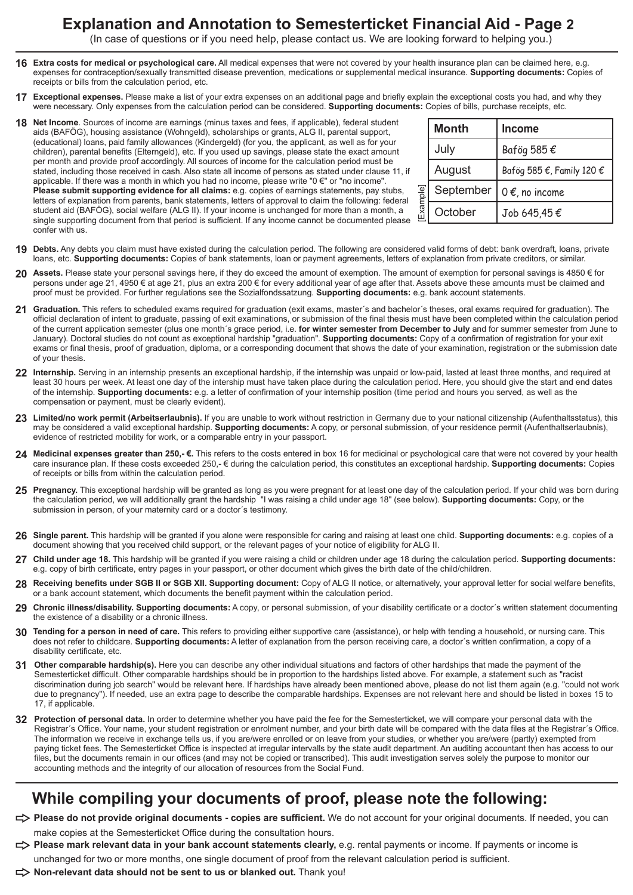# Explanation and Annotation to Semesterticket Financial Aid - Page 2

(In case of questions or if you need help, please contact us. We are looking forward to helping you.)

**16 Extra costs for medical or psychological care.** All medical expenses that were not covered by your health insurance plan can be claimed here, e.g. expenses for contraception/sexually transmitted disease prevention, medications or supplemental medical insurance. **Supporting documents:** Copies of receipts or bills from the calculation period, etc.

**17 Exceptional expenses.** Please make a list of your extra expenses on an additional page and briefly explain the exceptional costs you had, and why they were necessary. Only expenses from the calculation period can be considered. **Supporting documents:** Copies of bills, purchase receipts, etc.

**18 Net Income**. Sources of income are earnings (minus taxes and fees, if applicable), federal student aids (BAFÖG), housing assistance (Wohngeld), scholarships or grants, ALG II, parental support, (educational) loans, paid family allowances (Kindergeld) (for you, the applicant, as well as for your children), parental benefits (Elterngeld), etc. If you used up savings, please state the exact amount per month and provide proof accordingly. All sources of income for the calculation period must be stated, including those received in cash. Also state all income of persons as stated under clause 11, if applicable. If there was a month in which you had no income, please write "0 €" or "no income". **Please submit supporting evidence for all claims:** e.g. copies of earnings statements, pay stubs, letters of explanation from parents, bank statements, letters of approval to claim the following: federal student aid (BAFÖG), social welfare (ALG II). If your income is unchanged for more than a month, a single supporting document from that period is sufficient. If any income cannot be documented please confer with us.

[Example]

| Month | Income |
| --- | --- |
| July | Bafög 585 € |
| August | Bafög 585 €, Family 120 € |
| September | 0 €, no income |
| October | Job 645,45 € |

**19 Debts.** Any debts you claim must have existed during the calculation period. The following are considered valid forms of debt: bank overdraft, loans, private loans, etc. **Supporting documents:** Copies of bank statements, loan or payment agreements, letters of explanation from private creditors, or similar.

**20 Assets.** Please state your personal savings here, if they do exceed the amount of exemption. The amount of exemption for personal savings is 4850 € for persons under age 21, 4950 € at age 21, plus an extra 200 € for every additional year of age after that. Assets above these amounts must be claimed and proof must be provided. For further regulations see the Sozialfondssatzung. **Supporting documents:** e.g. bank account statements.

**21 Graduation.** This refers to scheduled exams required for graduation (exit exams, master´s and bachelor´s theses, oral exams required for graduation). The official declaration of intent to graduate, passing of exit examinations, or submission of the final thesis must have been completed within the calculation period of the current application semester (plus one month´s grace period, i.e. **for winter semester from December to July** and for summer semester from June to January). Doctoral studies do not count as exceptional hardship "graduation". **Supporting documents:** Copy of a confirmation of registration for your exit exams or final thesis, proof of graduation, diploma, or a corresponding document that shows the date of your examination, registration or the submission date of your thesis.

**22 Internship.** Serving in an internship presents an exceptional hardship, if the internship was unpaid or low-paid, lasted at least three months, and required at least 30 hours per week. At least one day of the intership must have taken place during the calculation period. Here, you should give the start and end dates of the internship. **Supporting documents:** e.g. a letter of confirmation of your internship position (time period and hours you served, as well as the compensation or payment, must be clearly evident).

**23 Limited/no work permit (Arbeitserlaubnis).** If you are unable to work without restriction in Germany due to your national citizenship (Aufenthaltsstatus), this may be considered a valid exceptional hardship. **Supporting documents:** A copy, or personal submission, of your residence permit (Aufenthaltserlaubnis), evidence of restricted mobility for work, or a comparable entry in your passport.

**24 Medicinal expenses greater than 250,- €.** This refers to the costs entered in box 16 for medicinal or psychological care that were not covered by your health care insurance plan. If these costs exceeded 250,- € during the calculation period, this constitutes an exceptional hardship. **Supporting documents:** Copies of receipts or bills from within the calculation period.

**25 Pregnancy.** This exceptional hardship will be granted as long as you were pregnant for at least one day of the calculation period. If your child was born during the calculation period, we will additionally grant the hardship "I was raising a child under age 18" (see below). **Supporting documents:** Copy, or the submission in person, of your maternity card or a doctor´s testimony.

**26 Single parent.** This hardship will be granted if you alone were responsible for caring and raising at least one child. **Supporting documents:** e.g. copies of a document showing that you received child support, or the relevant pages of your notice of eligibility for ALG II.

**27 Child under age 18.** This hardship will be granted if you were raising a child or children under age 18 during the calculation period. **Supporting documents:** e.g. copy of birth certificate, entry pages in your passport, or other document which gives the birth date of the child/children.

**28 Receiving benefits under SGB II or SGB XII. Supporting document:** Copy of ALG II notice, or alternatively, your approval letter for social welfare benefits, or a bank account statement, which documents the benefit payment within the calculation period.

**29 Chronic illness/disability. Supporting documents:** A copy, or personal submission, of your disability certificate or a doctor´s written statement documenting the existence of a disability or a chronic illness.

**30 Tending for a person in need of care.** This refers to providing either supportive care (assistance), or help with tending a household, or nursing care. This does not refer to childcare. **Supporting documents:** A letter of explanation from the person receiving care, a doctor´s written confirmation, a copy of a disability certificate, etc.

**31 Other comparable hardship(s).** Here you can describe any other individual situations and factors of other hardships that made the payment of the Semesterticket difficult. Other comparable hardships should be in proportion to the hardships listed above. For example, a statement such as "racist discrimination during job search" would be relevant here. If hardships have already been mentioned above, please do not list them again (e.g. "could not work due to pregnancy"). If needed, use an extra page to describe the comparable hardships. Expenses are not relevant here and should be listed in boxes 15 to 17, if applicable.

**32 Protection of personal data.** In order to determine whether you have paid the fee for the Semesterticket, we will compare your personal data with the Registrar´s Office. Your name, your student registration or enrolment number, and your birth date will be compared with the data files at the Registrar´s Office. The information we receive in exchange tells us, if you are/were enrolled or on leave from your studies, or whether you are/were (partly) exempted from paying ticket fees. The Semesterticket Office is inspected at irregular intervalls by the state audit department. An auditing accountant then has access to our files, but the documents remain in our offices (and may not be copied or transcribed). This audit investigation serves solely the purpose to monitor our accounting methods and the integrity of our allocation of resources from the Social Fund.

## While compiling your documents of proof, please note the following:

- **Please do not provide original documents - copies are sufficient.** We do not account for your original documents. If needed, you can make copies at the Semesterticket Office during the consultation hours.
- **Please mark relevant data in your bank account statements clearly,** e.g. rental payments or income. If payments or income is unchanged for two or more months, one single document of proof from the relevant calculation period is sufficient.
- **Non-relevant data should not be sent to us or blanked out.** Thank you!